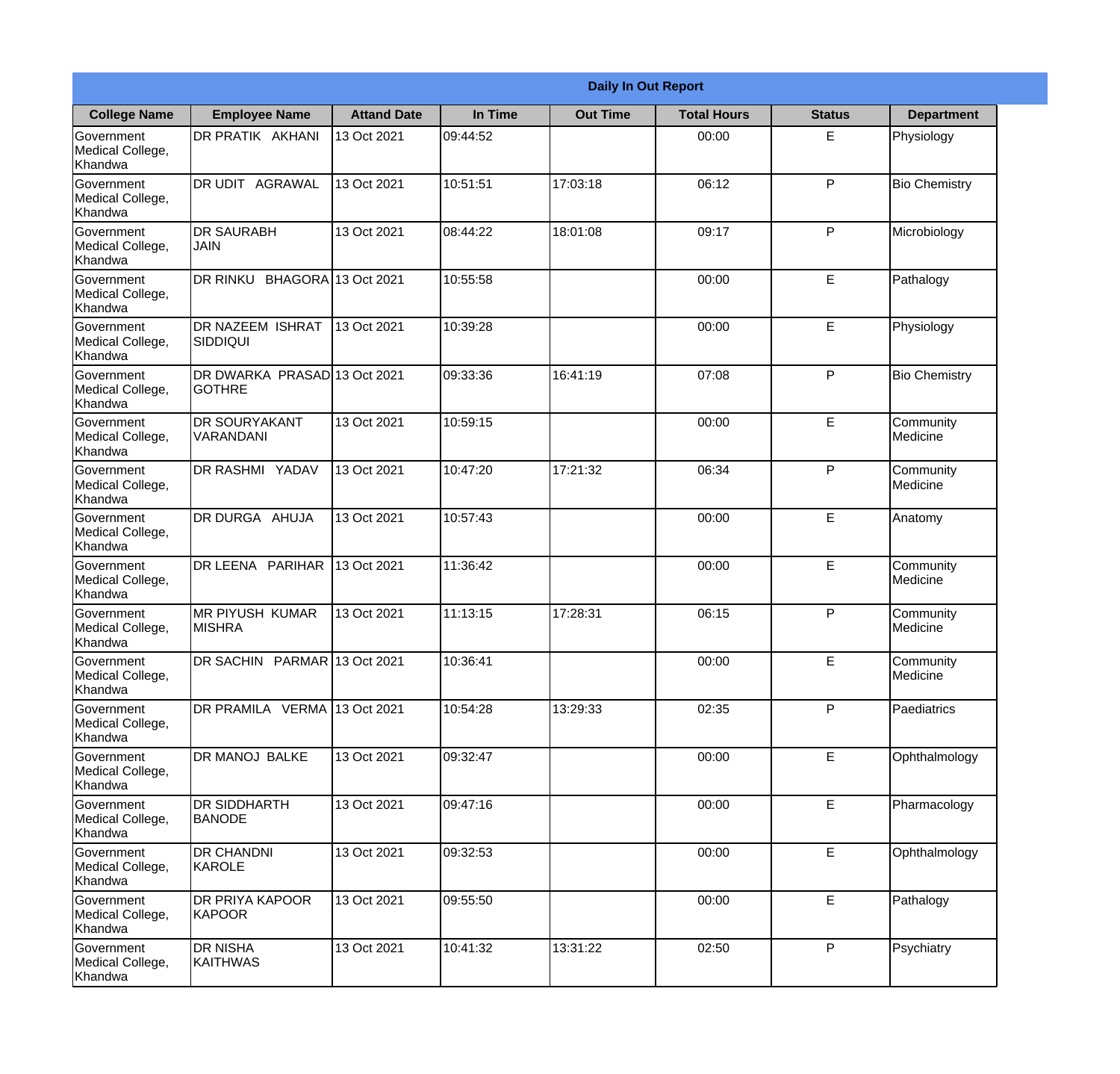| Daily In Out Report | | | | | | | |
|---|---|---|---|---|---|---|---|
| **College Name** | **Employee Name** | **Attand Date** | **In Time** | **Out Time** | **Total Hours** | **Status** | **Department** |
| Government Medical College, Khandwa | DR PRATIK AKHANI | 13 Oct 2021 | 09:44:52 | | 00:00 | E | Physiology |
| Government Medical College, Khandwa | DR UDIT AGRAWAL | 13 Oct 2021 | 10:51:51 | 17:03:18 | 06:12 | P | Bio Chemistry |
| Government Medical College, Khandwa | DR SAURABH JAIN | 13 Oct 2021 | 08:44:22 | 18:01:08 | 09:17 | P | Microbiology |
| Government Medical College, Khandwa | DR RINKU BHAGORA | 13 Oct 2021 | 10:55:58 | | 00:00 | E | Pathalogy |
| Government Medical College, Khandwa | DR NAZEEM ISHRAT SIDDIQUI | 13 Oct 2021 | 10:39:28 | | 00:00 | E | Physiology |
| Government Medical College, Khandwa | DR DWARKA PRASAD GOTHRE | 13 Oct 2021 | 09:33:36 | 16:41:19 | 07:08 | P | Bio Chemistry |
| Government Medical College, Khandwa | DR SOURYAKANT VARANDANI | 13 Oct 2021 | 10:59:15 | | 00:00 | E | Community Medicine |
| Government Medical College, Khandwa | DR RASHMI YADAV | 13 Oct 2021 | 10:47:20 | 17:21:32 | 06:34 | P | Community Medicine |
| Government Medical College, Khandwa | DR DURGA AHUJA | 13 Oct 2021 | 10:57:43 | | 00:00 | E | Anatomy |
| Government Medical College, Khandwa | DR LEENA PARIHAR | 13 Oct 2021 | 11:36:42 | | 00:00 | E | Community Medicine |
| Government Medical College, Khandwa | MR PIYUSH KUMAR MISHRA | 13 Oct 2021 | 11:13:15 | 17:28:31 | 06:15 | P | Community Medicine |
| Government Medical College, Khandwa | DR SACHIN PARMAR | 13 Oct 2021 | 10:36:41 | | 00:00 | E | Community Medicine |
| Government Medical College, Khandwa | DR PRAMILA VERMA | 13 Oct 2021 | 10:54:28 | 13:29:33 | 02:35 | P | Paediatrics |
| Government Medical College, Khandwa | DR MANOJ BALKE | 13 Oct 2021 | 09:32:47 | | 00:00 | E | Ophthalmology |
| Government Medical College, Khandwa | DR SIDDHARTH BANODE | 13 Oct 2021 | 09:47:16 | | 00:00 | E | Pharmacology |
| Government Medical College, Khandwa | DR CHANDNI KAROLE | 13 Oct 2021 | 09:32:53 | | 00:00 | E | Ophthalmology |
| Government Medical College, Khandwa | DR PRIYA KAPOOR KAPOOR | 13 Oct 2021 | 09:55:50 | | 00:00 | E | Pathalogy |
| Government Medical College, Khandwa | DR NISHA KAITHWAS | 13 Oct 2021 | 10:41:32 | 13:31:22 | 02:50 | P | Psychiatry |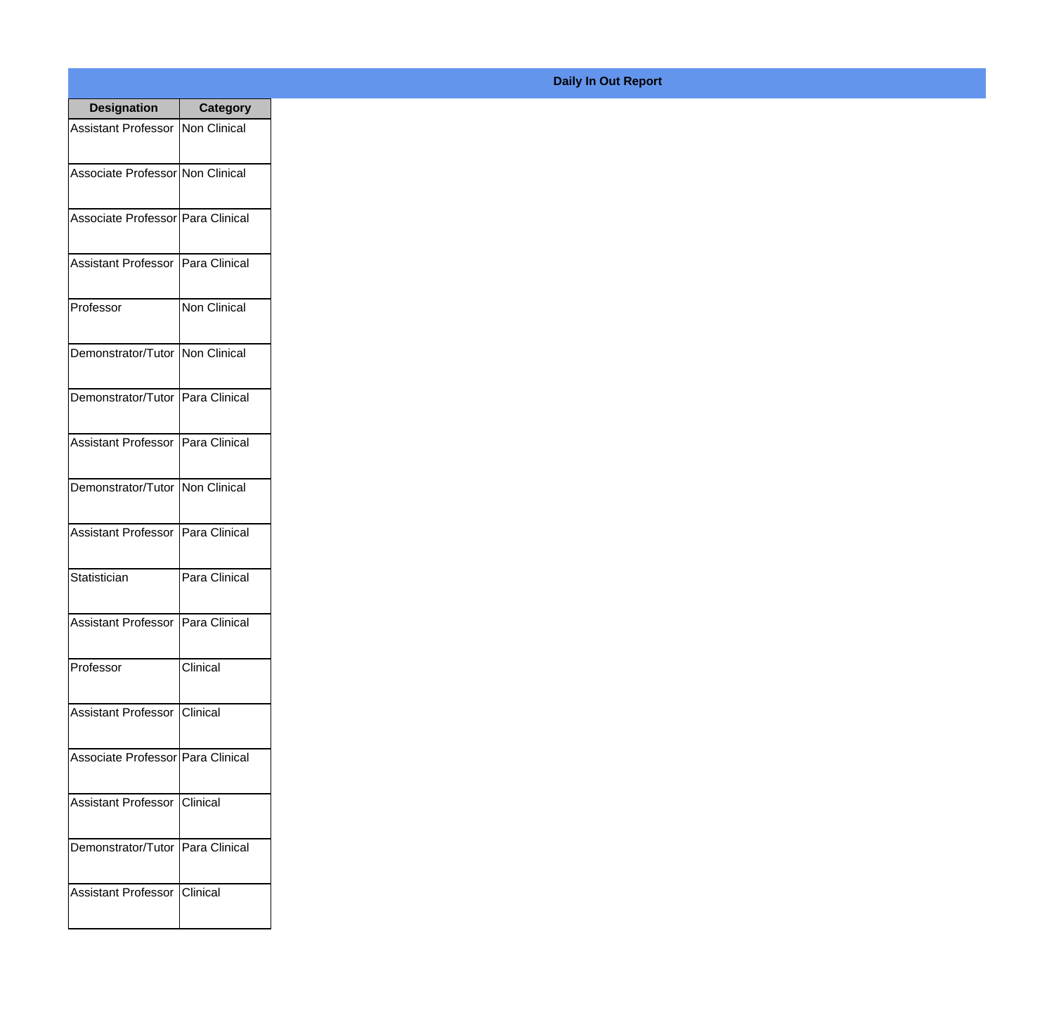**Daily In Out Report**

| Designation | Category |
| --- | --- |
| Assistant Professor | Non Clinical |
| Associate Professor | Non Clinical |
| Associate Professor | Para Clinical |
| Assistant Professor | Para Clinical |
| Professor | Non Clinical |
| Demonstrator/Tutor | Non Clinical |
| Demonstrator/Tutor | Para Clinical |
| Assistant Professor | Para Clinical |
| Demonstrator/Tutor | Non Clinical |
| Assistant Professor | Para Clinical |
| Statistician | Para Clinical |
| Assistant Professor | Para Clinical |
| Professor | Clinical |
| Assistant Professor | Clinical |
| Associate Professor | Para Clinical |
| Assistant Professor | Clinical |
| Demonstrator/Tutor | Para Clinical |
| Assistant Professor | Clinical |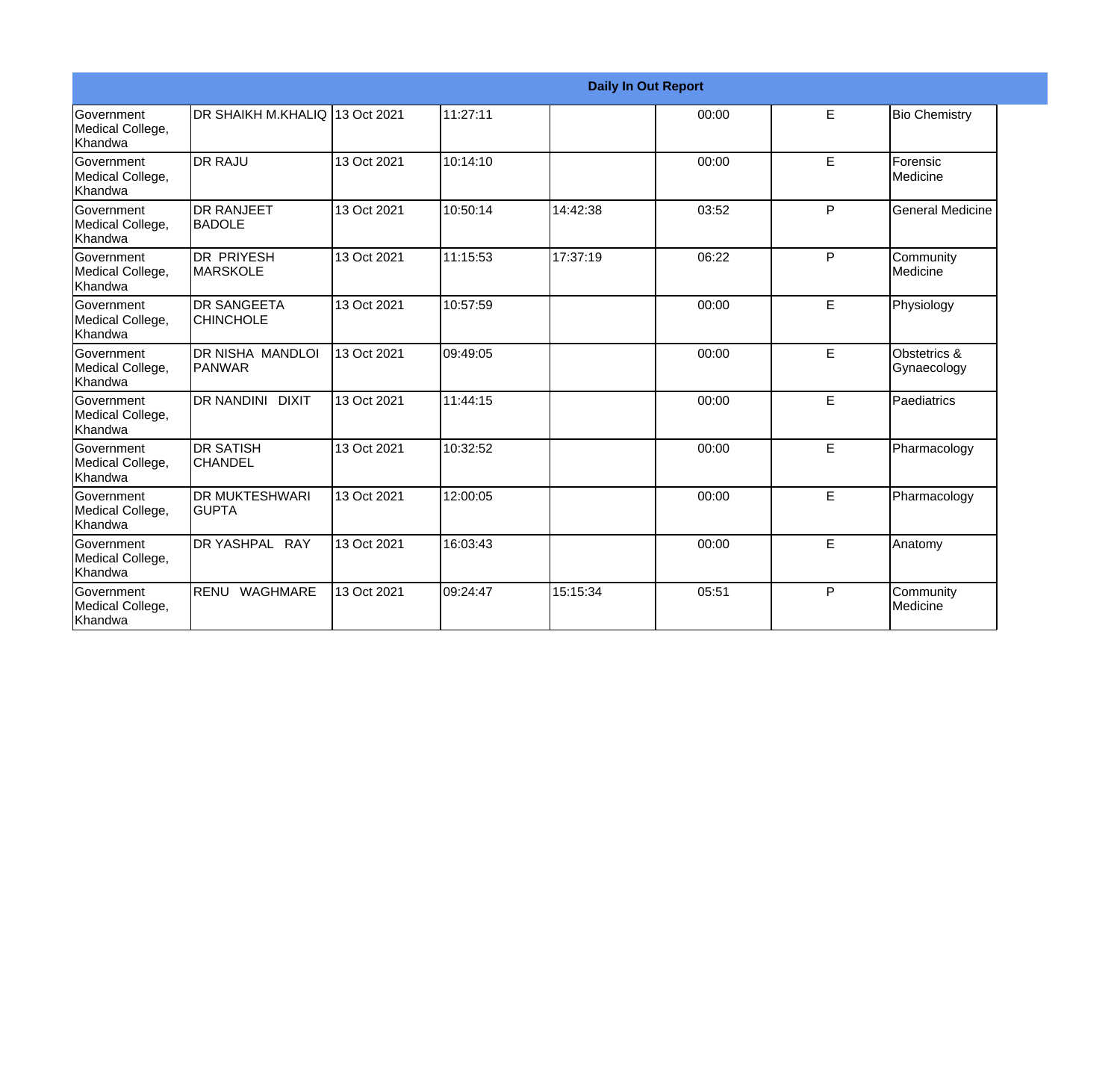**Daily In Out Report**

| | | | | | | | |
|---|---|---|---|---|---|---|---|
| Government Medical College, Khandwa | DR SHAIKH M.KHALIQ | 13 Oct 2021 | 11:27:11 | | 00:00 | E | Bio Chemistry |
| Government Medical College, Khandwa | DR RAJU | 13 Oct 2021 | 10:14:10 | | 00:00 | E | Forensic Medicine |
| Government Medical College, Khandwa | DR RANJEET BADOLE | 13 Oct 2021 | 10:50:14 | 14:42:38 | 03:52 | P | General Medicine |
| Government Medical College, Khandwa | DR PRIYESH MARSKOLE | 13 Oct 2021 | 11:15:53 | 17:37:19 | 06:22 | P | Community Medicine |
| Government Medical College, Khandwa | DR SANGEETA CHINCHOLE | 13 Oct 2021 | 10:57:59 | | 00:00 | E | Physiology |
| Government Medical College, Khandwa | DR NISHA MANDLOI PANWAR | 13 Oct 2021 | 09:49:05 | | 00:00 | E | Obstetrics & Gynaecology |
| Government Medical College, Khandwa | DR NANDINI DIXIT | 13 Oct 2021 | 11:44:15 | | 00:00 | E | Paediatrics |
| Government Medical College, Khandwa | DR SATISH CHANDEL | 13 Oct 2021 | 10:32:52 | | 00:00 | E | Pharmacology |
| Government Medical College, Khandwa | DR MUKTESHWARI GUPTA | 13 Oct 2021 | 12:00:05 | | 00:00 | E | Pharmacology |
| Government Medical College, Khandwa | DR YASHPAL RAY | 13 Oct 2021 | 16:03:43 | | 00:00 | E | Anatomy |
| Government Medical College, Khandwa | RENU WAGHMARE | 13 Oct 2021 | 09:24:47 | 15:15:34 | 05:51 | P | Community Medicine |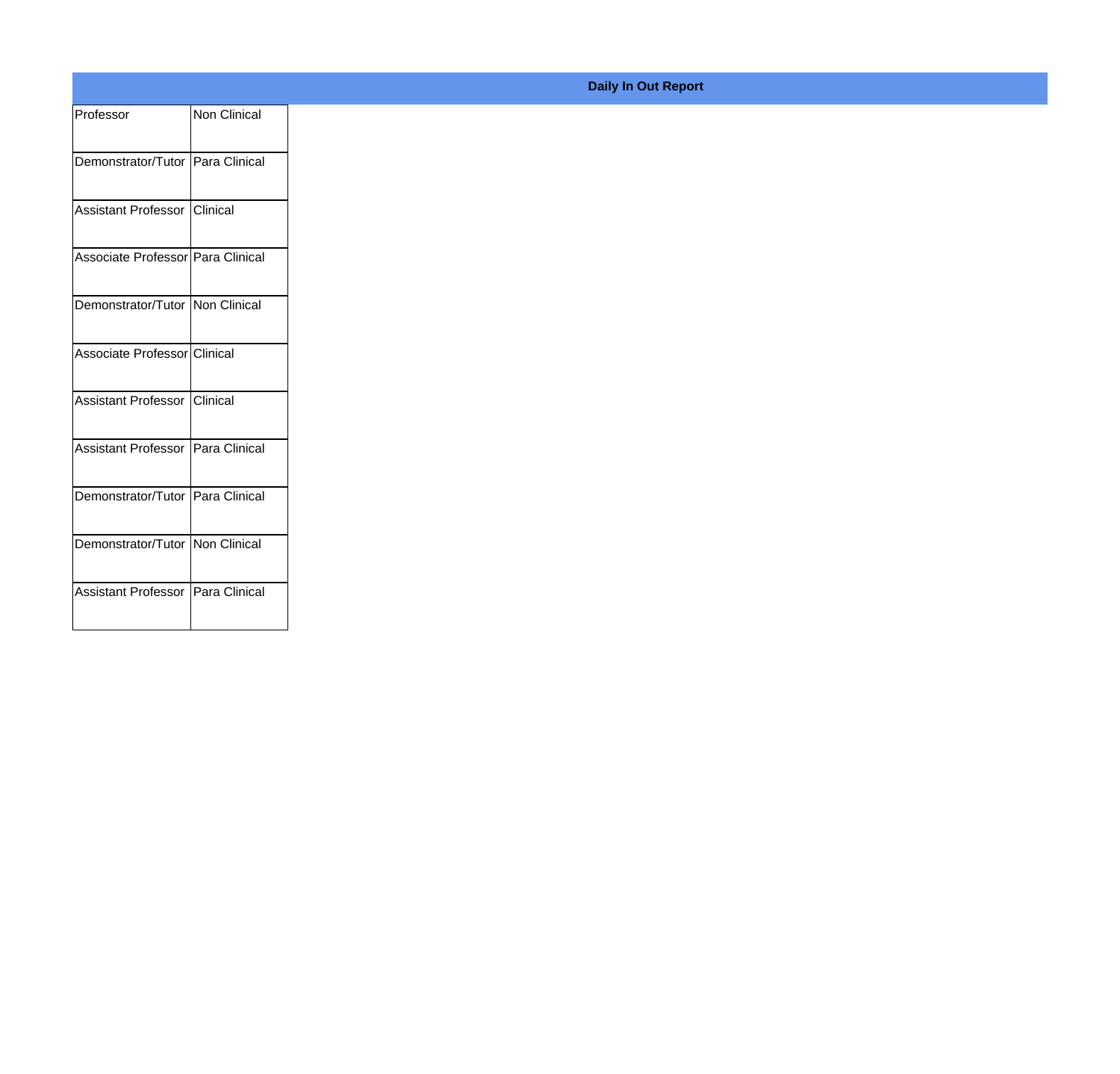**Daily In Out Report**

| | |
|---|---|
| Professor | Non Clinical |
| Demonstrator/Tutor | Para Clinical |
| Assistant Professor | Clinical |
| Associate Professor | Para Clinical |
| Demonstrator/Tutor | Non Clinical |
| Associate Professor | Clinical |
| Assistant Professor | Clinical |
| Assistant Professor | Para Clinical |
| Demonstrator/Tutor | Para Clinical |
| Demonstrator/Tutor | Non Clinical |
| Assistant Professor | Para Clinical |